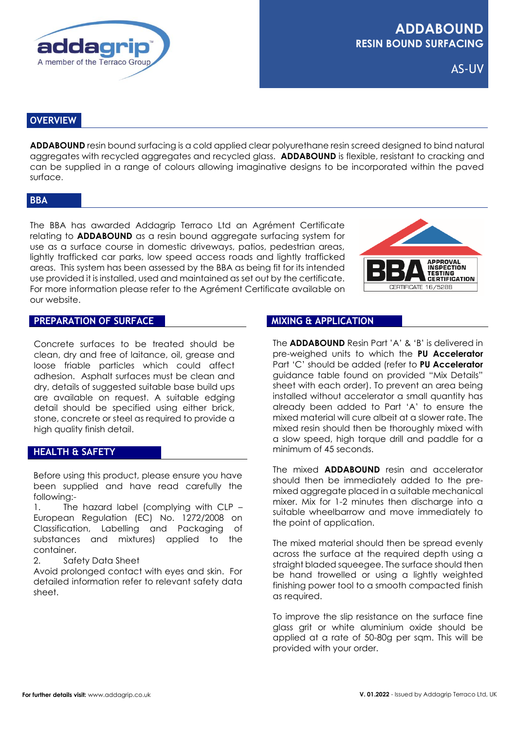addagrip
A member of the Terraco Group

# ADDABOUND
## RESIN BOUND SURFACING
AS-UV

## OVERVIEW

**ADDABOUND** resin bound surfacing is a cold applied clear polyurethane resin screed designed to bind natural aggregates with recycled aggregates and recycled glass. **ADDABOUND** is flexible, resistant to cracking and can be supplied in a range of colours allowing imaginative designs to be incorporated within the paved surface.

## BBA

The BBA has awarded Addagrip Terraco Ltd an Agrément Certificate relating to **ADDABOUND** as a resin bound aggregate surfacing system for use as a surface course in domestic driveways, patios, pedestrian areas, lightly trafficked car parks, low speed access roads and lightly trafficked areas. This system has been assessed by the BBA as being fit for its intended use provided it is installed, used and maintained as set out by the certificate. For more information please refer to the Agrément Certificate available on our website.

BBA APPROVAL INSPECTION TESTING CERTIFICATION
CERTIFICATE 16/5288

## PREPARATION OF SURFACE

Concrete surfaces to be treated should be clean, dry and free of laitance, oil, grease and loose friable particles which could affect adhesion. Asphalt surfaces must be clean and dry, details of suggested suitable base build ups are available on request. A suitable edging detail should be specified using either brick, stone, concrete or steel as required to provide a high quality finish detail.

## HEALTH & SAFETY

Before using this product, please ensure you have been supplied and have read carefully the following:-

1. The hazard label (complying with CLP – European Regulation (EC) No. 1272/2008 on Classification, Labelling and Packaging of substances and mixtures) applied to the container.
2. Safety Data Sheet

Avoid prolonged contact with eyes and skin. For detailed information refer to relevant safety data sheet.

## MIXING & APPLICATION

The **ADDABOUND** Resin Part 'A' & 'B' is delivered in pre-weighed units to which the **PU Accelerator** Part 'C' should be added (refer to **PU Accelerator** guidance table found on provided "Mix Details" sheet with each order). To prevent an area being installed without accelerator a small quantity has already been added to Part 'A' to ensure the mixed material will cure albeit at a slower rate. The mixed resin should then be thoroughly mixed with a slow speed, high torque drill and paddle for a minimum of 45 seconds.

The mixed **ADDABOUND** resin and accelerator should then be immediately added to the pre-mixed aggregate placed in a suitable mechanical mixer. Mix for 1-2 minutes then discharge into a suitable wheelbarrow and move immediately to the point of application.

The mixed material should then be spread evenly across the surface at the required depth using a straight bladed squeegee. The surface should then be hand trowelled or using a lightly weighted finishing power tool to a smooth compacted finish as required.

To improve the slip resistance on the surface fine glass grit or white aluminium oxide should be applied at a rate of 50-80g per sqm. This will be provided with your order.

**For further details visit:** www.addagrip.co.uk

**V. 01.2022** - Issued by Addagrip Terraco Ltd, UK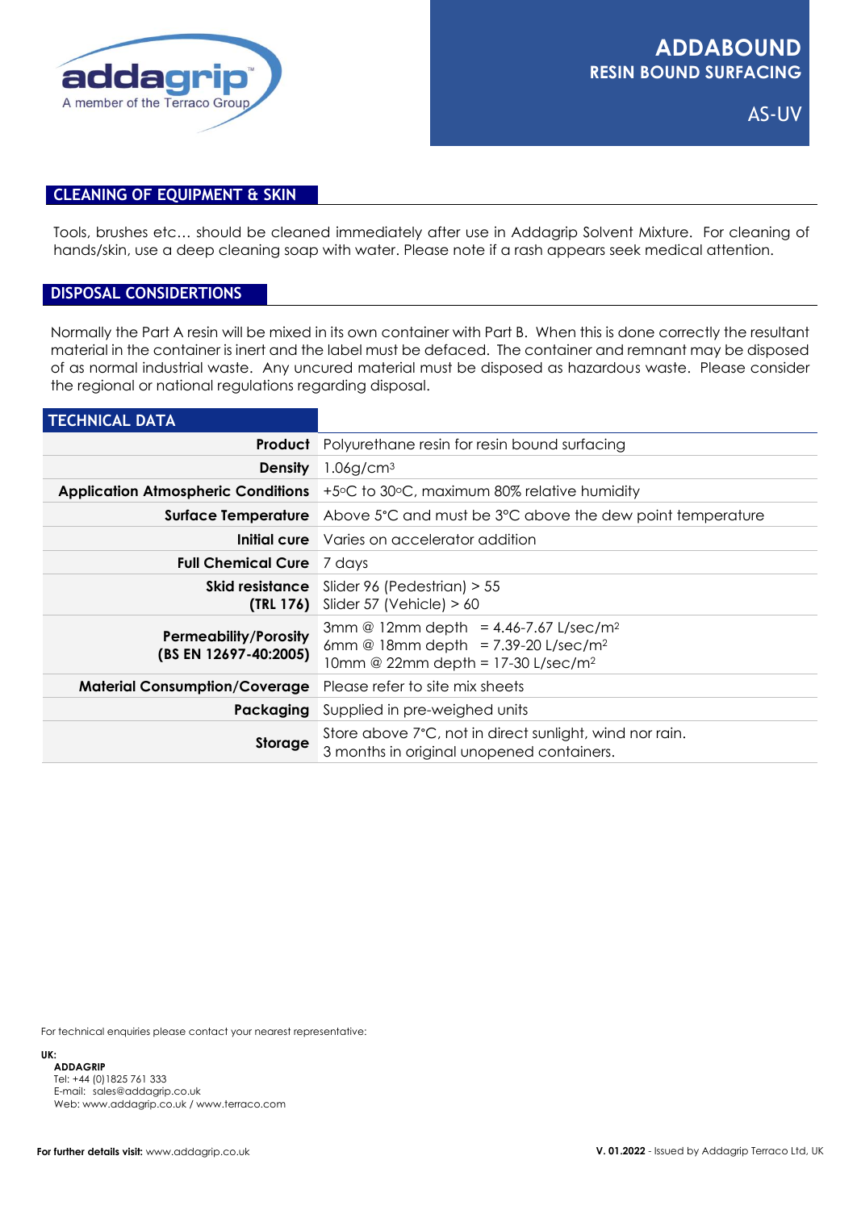# ADDABOUND
## RESIN BOUND SURFACING
AS-UV

## CLEANING OF EQUIPMENT & SKIN

Tools, brushes etc… should be cleaned immediately after use in Addagrip Solvent Mixture. For cleaning of hands/skin, use a deep cleaning soap with water. Please note if a rash appears seek medical attention.

## DISPOSAL CONSIDERTIONS

Normally the Part A resin will be mixed in its own container with Part B. When this is done correctly the resultant material in the container is inert and the label must be defaced. The container and remnant may be disposed of as normal industrial waste. Any uncured material must be disposed as hazardous waste. Please consider the regional or national regulations regarding disposal.

## TECHNICAL DATA

| | |
|---|---|
| **Product** | Polyurethane resin for resin bound surfacing |
| **Density** | 1.06g/cm³ |
| **Application Atmospheric Conditions** | +5°C to 30°C, maximum 80% relative humidity |
| **Surface Temperature** | Above 5°C and must be 3°C above the dew point temperature |
| **Initial cure** | Varies on accelerator addition |
| **Full Chemical Cure** | 7 days |
| **Skid resistance (TRL 176)** | Slider 96 (Pedestrian) > 55<br>Slider 57 (Vehicle) > 60 |
| **Permeability/Porosity (BS EN 12697-40:2005)** | 3mm @ 12mm depth = 4.46-7.67 L/sec/m²<br>6mm @ 18mm depth = 7.39-20 L/sec/m²<br>10mm @ 22mm depth = 17-30 L/sec/m² |
| **Material Consumption/Coverage** | Please refer to site mix sheets |
| **Packaging** | Supplied in pre-weighed units |
| **Storage** | Store above 7°C, not in direct sunlight, wind nor rain.<br>3 months in original unopened containers. |

For technical enquiries please contact your nearest representative:

**UK:**
**ADDAGRIP**
Tel: +44 (0)1825 761 333
E-mail: sales@addagrip.co.uk
Web: www.addagrip.co.uk / www.terraco.com

**For further details visit:** www.addagrip.co.uk

**V. 01.2022** - Issued by Addagrip Terraco Ltd, UK